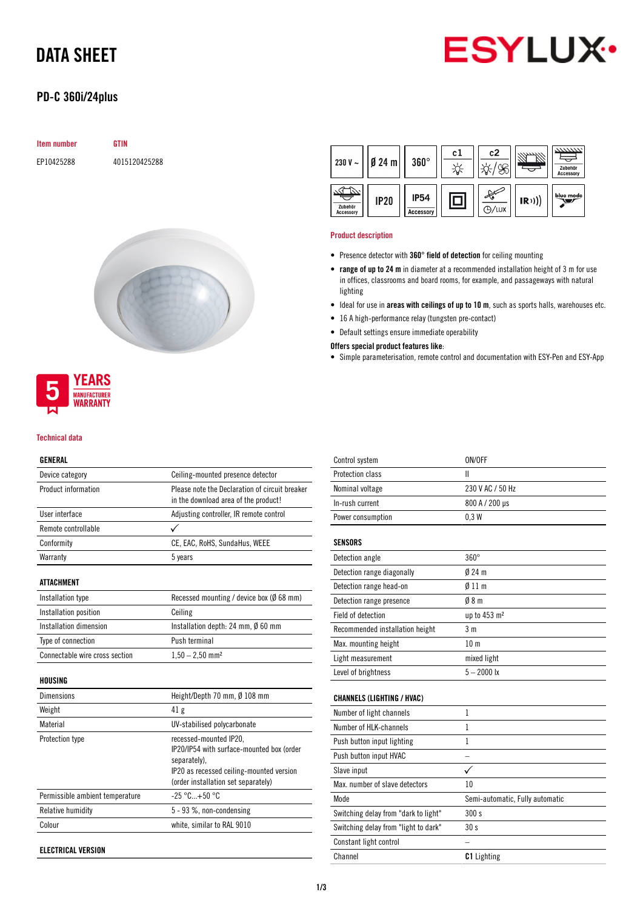# DATA SHEET

## PD-C 360i/24plus

| Item number | GTIN |
|---|---|
| EP10425288 | 4015120425288 |

230 V ~ | Ø 24 m | 360° | c1 | c2 | Zubehör Accessory | Zubehör Accessory | IP20 | IP54 Accessory | ⊖/LUX | IR | blue mode

5 YEARS MANUFACTURER WARRANTY

### Product description

- Presence detector with **360° field of detection** for ceiling mounting
- **range of up to 24 m** in diameter at a recommended installation height of 3 m for use in offices, classrooms and board rooms, for example, and passageways with natural lighting
- Ideal for use in **areas with ceilings of up to 10 m**, such as sports halls, warehouses etc.
- 16 A high-performance relay (tungsten pre-contact)
- Default settings ensure immediate operability

**Offers special product features like**:

- Simple parameterisation, remote control and documentation with ESY-Pen and ESY-App

### Technical data

#### GENERAL

| | |
|---|---|
| Device category | Ceiling-mounted presence detector |
| Product information | Please note the Declaration of circuit breaker in the download area of the product! |
| User interface | Adjusting controller, IR remote control |
| Remote controllable | ✓ |
| Conformity | CE, EAC, RoHS, SundaHus, WEEE |
| Warranty | 5 years |

#### ATTACHMENT

| | |
|---|---|
| Installation type | Recessed mounting / device box (Ø 68 mm) |
| Installation position | Ceiling |
| Installation dimension | Installation depth: 24 mm, Ø 60 mm |
| Type of connection | Push terminal |
| Connectable wire cross section | 1,50 – 2,50 mm² |

#### HOUSING

| | |
|---|---|
| Dimensions | Height/Depth 70 mm, Ø 108 mm |
| Weight | 41 g |
| Material | UV-stabilised polycarbonate |
| Protection type | recessed-mounted IP20, IP20/IP54 with surface-mounted box (order separately), IP20 as recessed ceiling-mounted version (order installation set separately) |
| Permissible ambient temperature | -25 °C...+50 °C |
| Relative humidity | 5 - 93 %, non-condensing |
| Colour | white, similar to RAL 9010 |

#### ELECTRICAL VERSION

| | |
|---|---|
| Control system | ON/OFF |
| Protection class | II |
| Nominal voltage | 230 V AC / 50 Hz |
| In-rush current | 800 A / 200 µs |
| Power consumption | 0,3 W |

#### SENSORS

| | |
|---|---|
| Detection angle | 360° |
| Detection range diagonally | Ø 24 m |
| Detection range head-on | Ø 11 m |
| Detection range presence | Ø 8 m |
| Field of detection | up to 453 m² |
| Recommended installation height | 3 m |
| Max. mounting height | 10 m |
| Light measurement | mixed light |
| Level of brightness | 5 – 2000 lx |

#### CHANNELS (LIGHTING / HVAC)

| | |
|---|---|
| Number of light channels | 1 |
| Number of HLK-channels | 1 |
| Push button input lighting | 1 |
| Push button input HVAC | – |
| Slave input | ✓ |
| Max. number of slave detectors | 10 |
| Mode | Semi-automatic, Fully automatic |
| Switching delay from "dark to light" | 300 s |
| Switching delay from "light to dark" | 30 s |
| Constant light control | – |
| Channel | **C1** Lighting |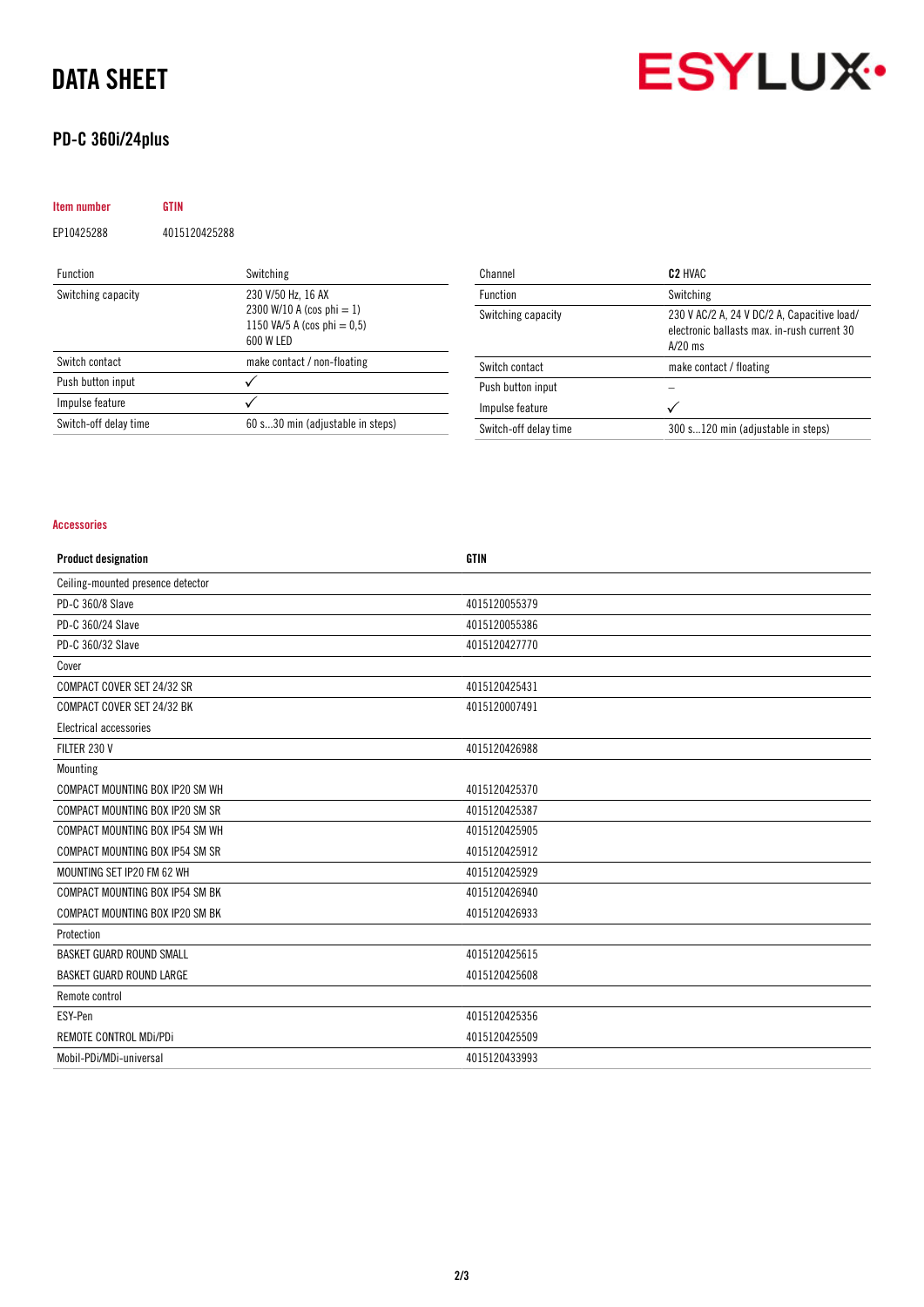# DATA SHEET

## PD-C 360i/24plus

| Item number | GTIN |
|---|---|
| EP10425288 | 4015120425288 |

| Function | Switching |
|---|---|
| Switching capacity | 230 V/50 Hz, 16 AX<br>2300 W/10 A (cos phi = 1)<br>1150 VA/5 A (cos phi = 0,5)<br>600 W LED |
| Switch contact | make contact / non-floating |
| Push button input | ✓ |
| Impulse feature | ✓ |
| Switch-off delay time | 60 s…30 min (adjustable in steps) |

| Channel | **C2** HVAC |
|---|---|
| Function | Switching |
| Switching capacity | 230 V AC/2 A, 24 V DC/2 A, Capacitive load/ electronic ballasts max. in-rush current 30 A/20 ms |
| Switch contact | make contact / floating |
| Push button input | – |
| Impulse feature | ✓ |
| Switch-off delay time | 300 s…120 min (adjustable in steps) |

### Accessories

| **Product designation** | **GTIN** |
|---|---|
| Ceiling-mounted presence detector | |
| PD-C 360/8 Slave | 4015120055379 |
| PD-C 360/24 Slave | 4015120055386 |
| PD-C 360/32 Slave | 4015120427770 |
| Cover | |
| COMPACT COVER SET 24/32 SR | 4015120425431 |
| COMPACT COVER SET 24/32 BK | 4015120007491 |
| Electrical accessories | |
| FILTER 230 V | 4015120426988 |
| Mounting | |
| COMPACT MOUNTING BOX IP20 SM WH | 4015120425370 |
| COMPACT MOUNTING BOX IP20 SM SR | 4015120425387 |
| COMPACT MOUNTING BOX IP54 SM WH | 4015120425905 |
| COMPACT MOUNTING BOX IP54 SM SR | 4015120425912 |
| MOUNTING SET IP20 FM 62 WH | 4015120425929 |
| COMPACT MOUNTING BOX IP54 SM BK | 4015120426940 |
| COMPACT MOUNTING BOX IP20 SM BK | 4015120426933 |
| Protection | |
| BASKET GUARD ROUND SMALL | 4015120425615 |
| BASKET GUARD ROUND LARGE | 4015120425608 |
| Remote control | |
| ESY-Pen | 4015120425356 |
| REMOTE CONTROL MDi/PDi | 4015120425509 |
| Mobil-PDi/MDi-universal | 4015120433993 |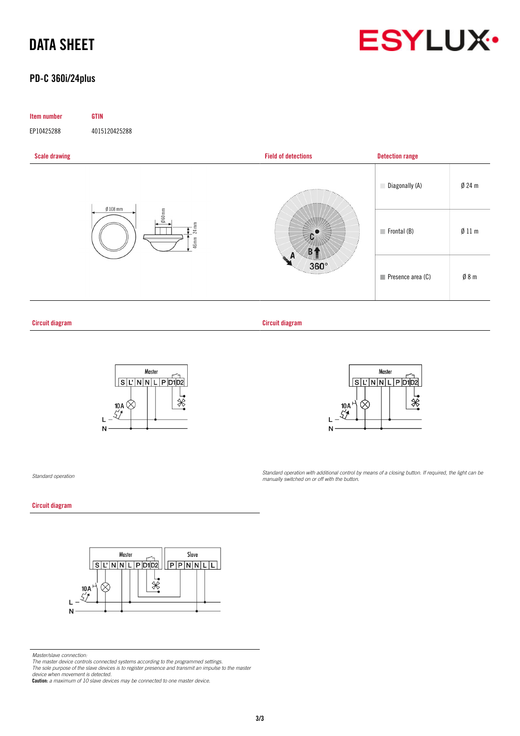# DATA SHEET

ESYLUX

## PD-C 360i/24plus

| Item number | GTIN |
|---|---|
| EP10425288 | 4015120425288 |

### Scale drawing

Ø 108 mm

Ø 60 mm

24 mm

46mm

### Field of detections

A

B

C

360°

### Detection range

| | |
|---|---|
| Diagonally (A) | Ø 24 m |
| Frontal (B) | Ø 11 m |
| Presence area (C) | Ø 8 m |

### Circuit diagram

Master

S L' N N L P D1 D2

10A

L

N

*Standard operation*

### Circuit diagram

Master

S L' N N L P D1 D2

10A

L

N

*Standard operation with additional control by means of a closing button. If required, the light can be manually switched on or off with the button.*

### Circuit diagram

Master

S L' N N L P D1 D2

Slave

P P N N L L

10A

L

N

*Master/slave connection:*
*The master device controls connected systems according to the programmed settings.*
*The sole purpose of the slave devices is to register presence and transmit an impulse to the master device when movement is detected.*
**Caution:** *a maximum of 10 slave devices may be connected to one master device.*